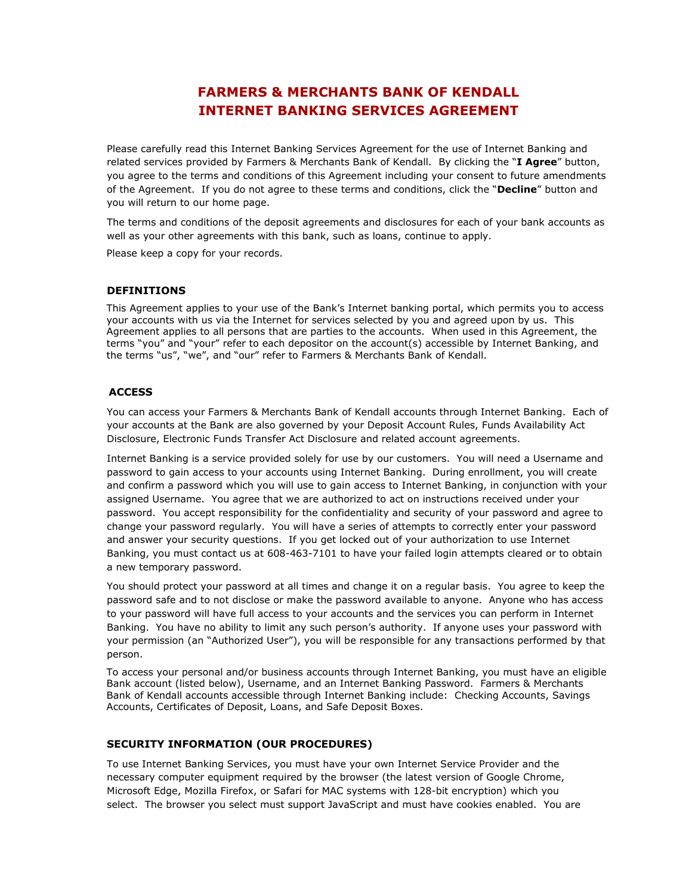# FARMERS & MERCHANTS BANK OF KENDALL
# INTERNET BANKING SERVICES AGREEMENT

Please carefully read this Internet Banking Services Agreement for the use of Internet Banking and related services provided by Farmers & Merchants Bank of Kendall. By clicking the "**I Agree**" button, you agree to the terms and conditions of this Agreement including your consent to future amendments of the Agreement. If you do not agree to these terms and conditions, click the "**Decline**" button and you will return to our home page.

The terms and conditions of the deposit agreements and disclosures for each of your bank accounts as well as your other agreements with this bank, such as loans, continue to apply.

Please keep a copy for your records.

## DEFINITIONS

This Agreement applies to your use of the Bank's Internet banking portal, which permits you to access your accounts with us via the Internet for services selected by you and agreed upon by us. This Agreement applies to all persons that are parties to the accounts. When used in this Agreement, the terms "you" and "your" refer to each depositor on the account(s) accessible by Internet Banking, and the terms "us", "we", and "our" refer to Farmers & Merchants Bank of Kendall.

## ACCESS

You can access your Farmers & Merchants Bank of Kendall accounts through Internet Banking. Each of your accounts at the Bank are also governed by your Deposit Account Rules, Funds Availability Act Disclosure, Electronic Funds Transfer Act Disclosure and related account agreements.

Internet Banking is a service provided solely for use by our customers. You will need a Username and password to gain access to your accounts using Internet Banking. During enrollment, you will create and confirm a password which you will use to gain access to Internet Banking, in conjunction with your assigned Username. You agree that we are authorized to act on instructions received under your password. You accept responsibility for the confidentiality and security of your password and agree to change your password regularly. You will have a series of attempts to correctly enter your password and answer your security questions. If you get locked out of your authorization to use Internet Banking, you must contact us at 608-463-7101 to have your failed login attempts cleared or to obtain a new temporary password.

You should protect your password at all times and change it on a regular basis. You agree to keep the password safe and to not disclose or make the password available to anyone. Anyone who has access to your password will have full access to your accounts and the services you can perform in Internet Banking. You have no ability to limit any such person's authority. If anyone uses your password with your permission (an "Authorized User"), you will be responsible for any transactions performed by that person.

To access your personal and/or business accounts through Internet Banking, you must have an eligible Bank account (listed below), Username, and an Internet Banking Password. Farmers & Merchants Bank of Kendall accounts accessible through Internet Banking include: Checking Accounts, Savings Accounts, Certificates of Deposit, Loans, and Safe Deposit Boxes.

## SECURITY INFORMATION (OUR PROCEDURES)

To use Internet Banking Services, you must have your own Internet Service Provider and the necessary computer equipment required by the browser (the latest version of Google Chrome, Microsoft Edge, Mozilla Firefox, or Safari for MAC systems with 128-bit encryption) which you select. The browser you select must support JavaScript and must have cookies enabled. You are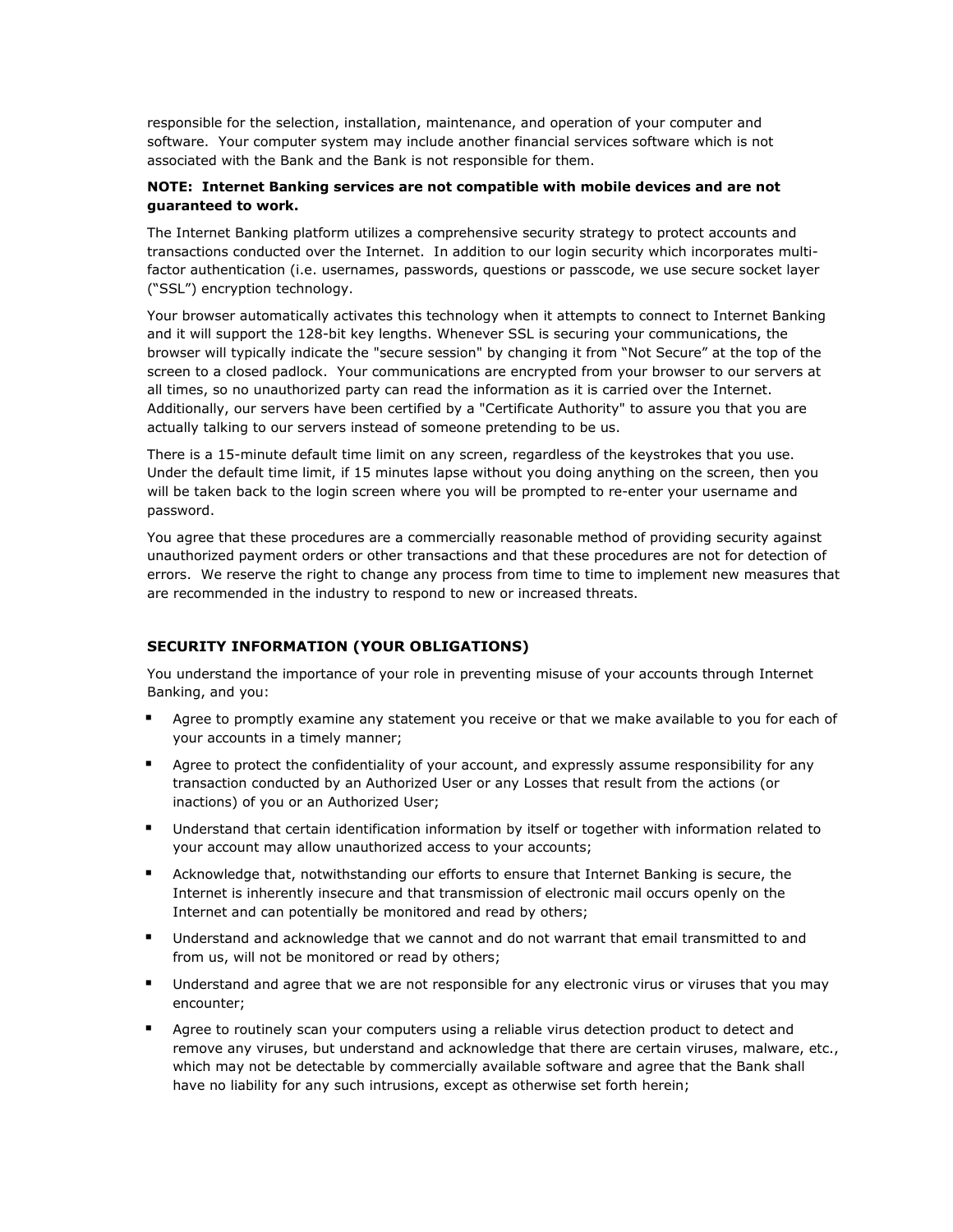responsible for the selection, installation, maintenance, and operation of your computer and software. Your computer system may include another financial services software which is not associated with the Bank and the Bank is not responsible for them.

**NOTE: Internet Banking services are not compatible with mobile devices and are not guaranteed to work.**

The Internet Banking platform utilizes a comprehensive security strategy to protect accounts and transactions conducted over the Internet. In addition to our login security which incorporates multi-factor authentication (i.e. usernames, passwords, questions or passcode, we use secure socket layer ("SSL") encryption technology.

Your browser automatically activates this technology when it attempts to connect to Internet Banking and it will support the 128-bit key lengths. Whenever SSL is securing your communications, the browser will typically indicate the "secure session" by changing it from "Not Secure" at the top of the screen to a closed padlock. Your communications are encrypted from your browser to our servers at all times, so no unauthorized party can read the information as it is carried over the Internet. Additionally, our servers have been certified by a "Certificate Authority" to assure you that you are actually talking to our servers instead of someone pretending to be us.

There is a 15-minute default time limit on any screen, regardless of the keystrokes that you use. Under the default time limit, if 15 minutes lapse without you doing anything on the screen, then you will be taken back to the login screen where you will be prompted to re-enter your username and password.

You agree that these procedures are a commercially reasonable method of providing security against unauthorized payment orders or other transactions and that these procedures are not for detection of errors. We reserve the right to change any process from time to time to implement new measures that are recommended in the industry to respond to new or increased threats.

## SECURITY INFORMATION (YOUR OBLIGATIONS)

You understand the importance of your role in preventing misuse of your accounts through Internet Banking, and you:

- Agree to promptly examine any statement you receive or that we make available to you for each of your accounts in a timely manner;
- Agree to protect the confidentiality of your account, and expressly assume responsibility for any transaction conducted by an Authorized User or any Losses that result from the actions (or inactions) of you or an Authorized User;
- Understand that certain identification information by itself or together with information related to your account may allow unauthorized access to your accounts;
- Acknowledge that, notwithstanding our efforts to ensure that Internet Banking is secure, the Internet is inherently insecure and that transmission of electronic mail occurs openly on the Internet and can potentially be monitored and read by others;
- Understand and acknowledge that we cannot and do not warrant that email transmitted to and from us, will not be monitored or read by others;
- Understand and agree that we are not responsible for any electronic virus or viruses that you may encounter;
- Agree to routinely scan your computers using a reliable virus detection product to detect and remove any viruses, but understand and acknowledge that there are certain viruses, malware, etc., which may not be detectable by commercially available software and agree that the Bank shall have no liability for any such intrusions, except as otherwise set forth herein;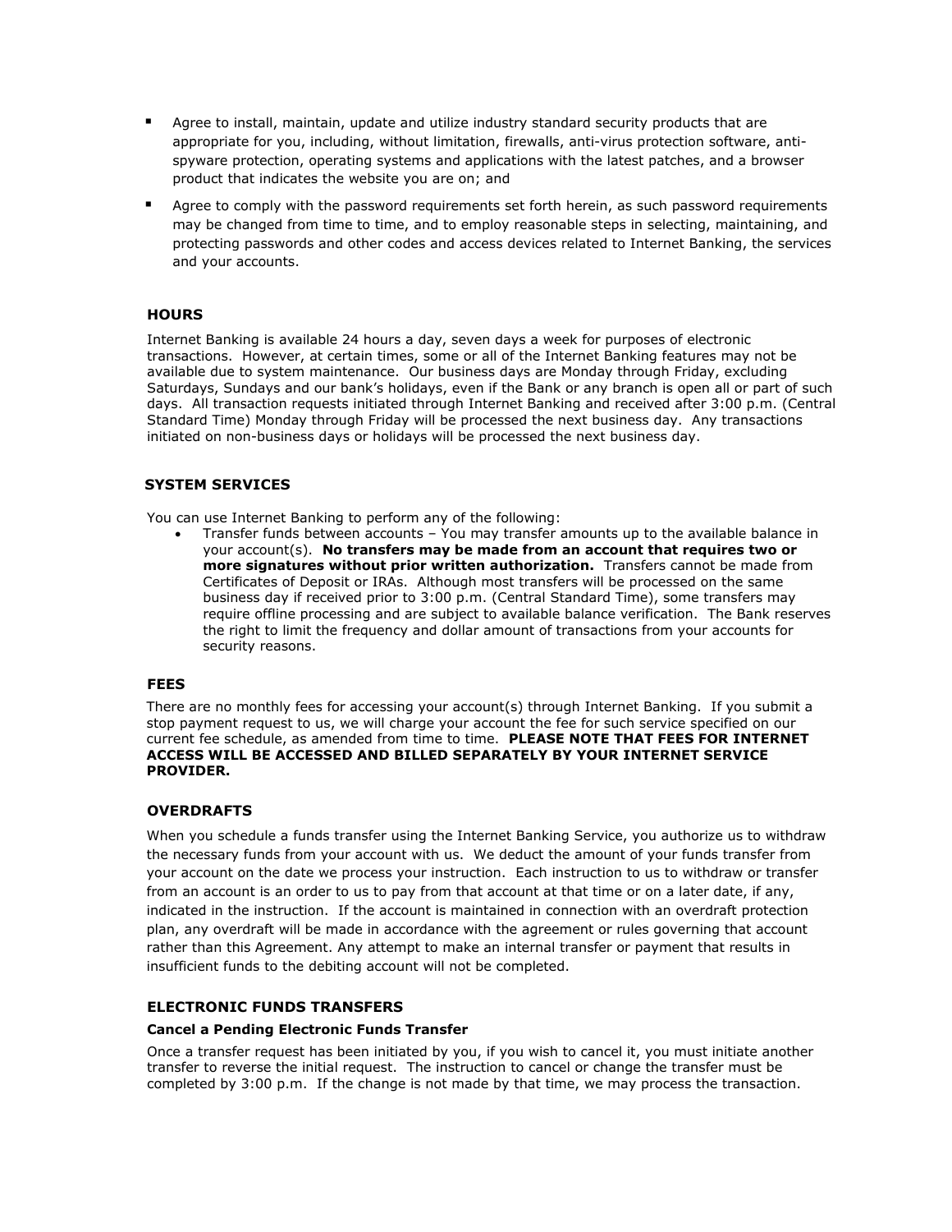- Agree to install, maintain, update and utilize industry standard security products that are appropriate for you, including, without limitation, firewalls, anti-virus protection software, anti-spyware protection, operating systems and applications with the latest patches, and a browser product that indicates the website you are on; and
- Agree to comply with the password requirements set forth herein, as such password requirements may be changed from time to time, and to employ reasonable steps in selecting, maintaining, and protecting passwords and other codes and access devices related to Internet Banking, the services and your accounts.

## HOURS

Internet Banking is available 24 hours a day, seven days a week for purposes of electronic transactions. However, at certain times, some or all of the Internet Banking features may not be available due to system maintenance. Our business days are Monday through Friday, excluding Saturdays, Sundays and our bank's holidays, even if the Bank or any branch is open all or part of such days. All transaction requests initiated through Internet Banking and received after 3:00 p.m. (Central Standard Time) Monday through Friday will be processed the next business day. Any transactions initiated on non-business days or holidays will be processed the next business day.

## SYSTEM SERVICES

You can use Internet Banking to perform any of the following:

- Transfer funds between accounts – You may transfer amounts up to the available balance in your account(s). **No transfers may be made from an account that requires two or more signatures without prior written authorization.** Transfers cannot be made from Certificates of Deposit or IRAs. Although most transfers will be processed on the same business day if received prior to 3:00 p.m. (Central Standard Time), some transfers may require offline processing and are subject to available balance verification. The Bank reserves the right to limit the frequency and dollar amount of transactions from your accounts for security reasons.

## FEES

There are no monthly fees for accessing your account(s) through Internet Banking. If you submit a stop payment request to us, we will charge your account the fee for such service specified on our current fee schedule, as amended from time to time. **PLEASE NOTE THAT FEES FOR INTERNET ACCESS WILL BE ACCESSED AND BILLED SEPARATELY BY YOUR INTERNET SERVICE PROVIDER.**

## OVERDRAFTS

When you schedule a funds transfer using the Internet Banking Service, you authorize us to withdraw the necessary funds from your account with us. We deduct the amount of your funds transfer from your account on the date we process your instruction. Each instruction to us to withdraw or transfer from an account is an order to us to pay from that account at that time or on a later date, if any, indicated in the instruction. If the account is maintained in connection with an overdraft protection plan, any overdraft will be made in accordance with the agreement or rules governing that account rather than this Agreement. Any attempt to make an internal transfer or payment that results in insufficient funds to the debiting account will not be completed.

## ELECTRONIC FUNDS TRANSFERS

### Cancel a Pending Electronic Funds Transfer

Once a transfer request has been initiated by you, if you wish to cancel it, you must initiate another transfer to reverse the initial request. The instruction to cancel or change the transfer must be completed by 3:00 p.m. If the change is not made by that time, we may process the transaction.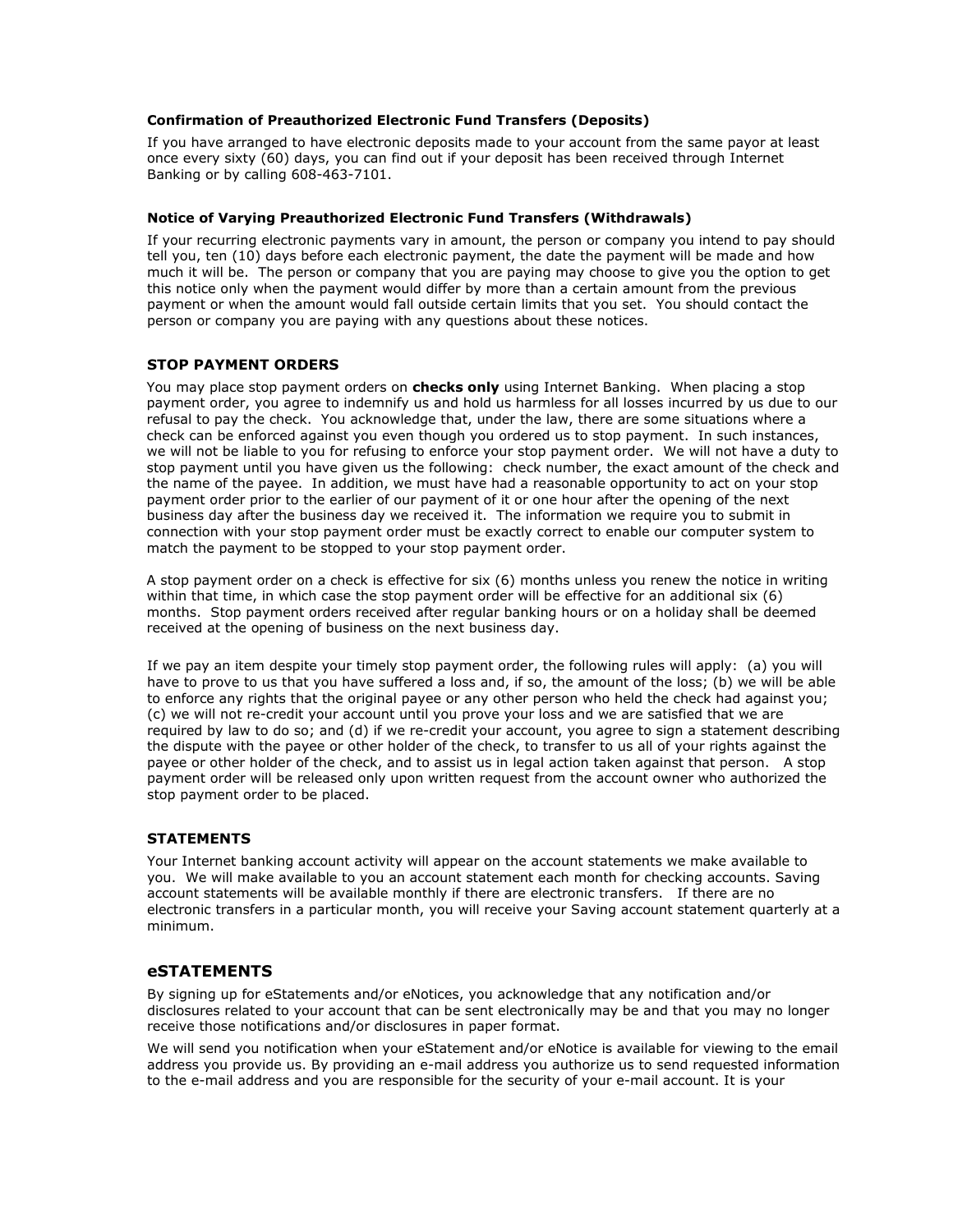#### Confirmation of Preauthorized Electronic Fund Transfers (Deposits)

If you have arranged to have electronic deposits made to your account from the same payor at least once every sixty (60) days, you can find out if your deposit has been received through Internet Banking or by calling 608-463-7101.

#### Notice of Varying Preauthorized Electronic Fund Transfers (Withdrawals)

If your recurring electronic payments vary in amount, the person or company you intend to pay should tell you, ten (10) days before each electronic payment, the date the payment will be made and how much it will be. The person or company that you are paying may choose to give you the option to get this notice only when the payment would differ by more than a certain amount from the previous payment or when the amount would fall outside certain limits that you set. You should contact the person or company you are paying with any questions about these notices.

### STOP PAYMENT ORDERS

You may place stop payment orders on **checks only** using Internet Banking. When placing a stop payment order, you agree to indemnify us and hold us harmless for all losses incurred by us due to our refusal to pay the check. You acknowledge that, under the law, there are some situations where a check can be enforced against you even though you ordered us to stop payment. In such instances, we will not be liable to you for refusing to enforce your stop payment order. We will not have a duty to stop payment until you have given us the following: check number, the exact amount of the check and the name of the payee. In addition, we must have had a reasonable opportunity to act on your stop payment order prior to the earlier of our payment of it or one hour after the opening of the next business day after the business day we received it. The information we require you to submit in connection with your stop payment order must be exactly correct to enable our computer system to match the payment to be stopped to your stop payment order.

A stop payment order on a check is effective for six (6) months unless you renew the notice in writing within that time, in which case the stop payment order will be effective for an additional six (6) months. Stop payment orders received after regular banking hours or on a holiday shall be deemed received at the opening of business on the next business day.

If we pay an item despite your timely stop payment order, the following rules will apply: (a) you will have to prove to us that you have suffered a loss and, if so, the amount of the loss; (b) we will be able to enforce any rights that the original payee or any other person who held the check had against you; (c) we will not re-credit your account until you prove your loss and we are satisfied that we are required by law to do so; and (d) if we re-credit your account, you agree to sign a statement describing the dispute with the payee or other holder of the check, to transfer to us all of your rights against the payee or other holder of the check, and to assist us in legal action taken against that person. A stop payment order will be released only upon written request from the account owner who authorized the stop payment order to be placed.

### STATEMENTS

Your Internet banking account activity will appear on the account statements we make available to you. We will make available to you an account statement each month for checking accounts. Saving account statements will be available monthly if there are electronic transfers. If there are no electronic transfers in a particular month, you will receive your Saving account statement quarterly at a minimum.

## eSTATEMENTS

By signing up for eStatements and/or eNotices, you acknowledge that any notification and/or disclosures related to your account that can be sent electronically may be and that you may no longer receive those notifications and/or disclosures in paper format.

We will send you notification when your eStatement and/or eNotice is available for viewing to the email address you provide us. By providing an e-mail address you authorize us to send requested information to the e-mail address and you are responsible for the security of your e-mail account. It is your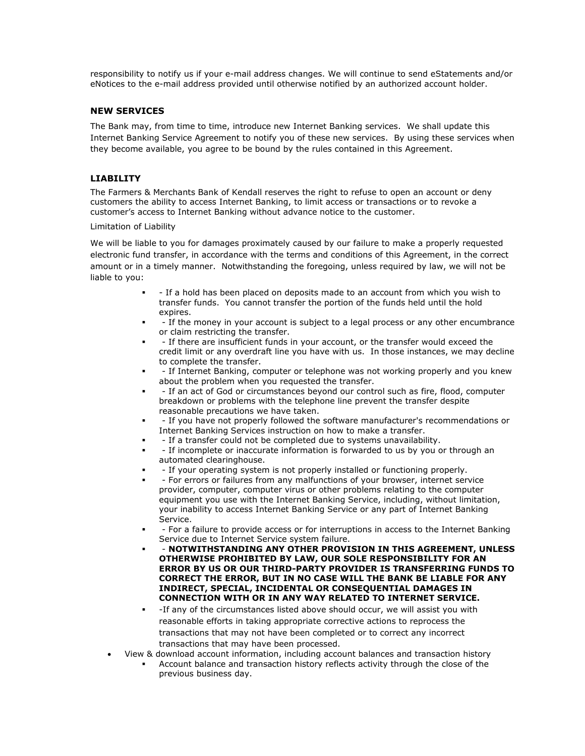responsibility to notify us if your e-mail address changes. We will continue to send eStatements and/or eNotices to the e-mail address provided until otherwise notified by an authorized account holder.

### NEW SERVICES

The Bank may, from time to time, introduce new Internet Banking services. We shall update this Internet Banking Service Agreement to notify you of these new services. By using these services when they become available, you agree to be bound by the rules contained in this Agreement.

### LIABILITY

The Farmers & Merchants Bank of Kendall reserves the right to refuse to open an account or deny customers the ability to access Internet Banking, to limit access or transactions or to revoke a customer's access to Internet Banking without advance notice to the customer.

Limitation of Liability

We will be liable to you for damages proximately caused by our failure to make a properly requested electronic fund transfer, in accordance with the terms and conditions of this Agreement, in the correct amount or in a timely manner. Notwithstanding the foregoing, unless required by law, we will not be liable to you:

- - If a hold has been placed on deposits made to an account from which you wish to transfer funds. You cannot transfer the portion of the funds held until the hold expires.
- - If the money in your account is subject to a legal process or any other encumbrance or claim restricting the transfer.
- - If there are insufficient funds in your account, or the transfer would exceed the credit limit or any overdraft line you have with us. In those instances, we may decline to complete the transfer.
- - If Internet Banking, computer or telephone was not working properly and you knew about the problem when you requested the transfer.
- - If an act of God or circumstances beyond our control such as fire, flood, computer breakdown or problems with the telephone line prevent the transfer despite reasonable precautions we have taken.
- - If you have not properly followed the software manufacturer's recommendations or Internet Banking Services instruction on how to make a transfer.
- - If a transfer could not be completed due to systems unavailability.
- - If incomplete or inaccurate information is forwarded to us by you or through an automated clearinghouse.
- - If your operating system is not properly installed or functioning properly.
- - For errors or failures from any malfunctions of your browser, internet service provider, computer, computer virus or other problems relating to the computer equipment you use with the Internet Banking Service, including, without limitation, your inability to access Internet Banking Service or any part of Internet Banking Service.
- - For a failure to provide access or for interruptions in access to the Internet Banking Service due to Internet Service system failure.
- - **NOTWITHSTANDING ANY OTHER PROVISION IN THIS AGREEMENT, UNLESS OTHERWISE PROHIBITED BY LAW, OUR SOLE RESPONSIBILITY FOR AN ERROR BY US OR OUR THIRD-PARTY PROVIDER IS TRANSFERRING FUNDS TO CORRECT THE ERROR, BUT IN NO CASE WILL THE BANK BE LIABLE FOR ANY INDIRECT, SPECIAL, INCIDENTAL OR CONSEQUENTIAL DAMAGES IN CONNECTION WITH OR IN ANY WAY RELATED TO INTERNET SERVICE.**
- -If any of the circumstances listed above should occur, we will assist you with reasonable efforts in taking appropriate corrective actions to reprocess the transactions that may not have been completed or to correct any incorrect transactions that may have been processed.

- View & download account information, including account balances and transaction history
  - Account balance and transaction history reflects activity through the close of the previous business day.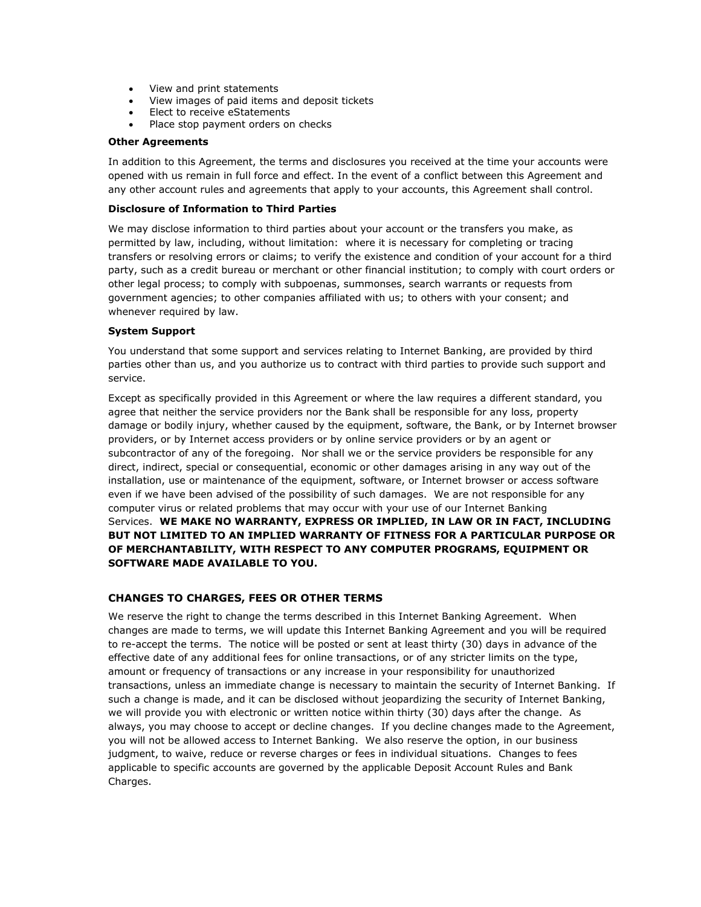- View and print statements
- View images of paid items and deposit tickets
- Elect to receive eStatements
- Place stop payment orders on checks

**Other Agreements**

In addition to this Agreement, the terms and disclosures you received at the time your accounts were opened with us remain in full force and effect. In the event of a conflict between this Agreement and any other account rules and agreements that apply to your accounts, this Agreement shall control.

**Disclosure of Information to Third Parties**

We may disclose information to third parties about your account or the transfers you make, as permitted by law, including, without limitation: where it is necessary for completing or tracing transfers or resolving errors or claims; to verify the existence and condition of your account for a third party, such as a credit bureau or merchant or other financial institution; to comply with court orders or other legal process; to comply with subpoenas, summonses, search warrants or requests from government agencies; to other companies affiliated with us; to others with your consent; and whenever required by law.

**System Support**

You understand that some support and services relating to Internet Banking, are provided by third parties other than us, and you authorize us to contract with third parties to provide such support and service.

Except as specifically provided in this Agreement or where the law requires a different standard, you agree that neither the service providers nor the Bank shall be responsible for any loss, property damage or bodily injury, whether caused by the equipment, software, the Bank, or by Internet browser providers, or by Internet access providers or by online service providers or by an agent or subcontractor of any of the foregoing. Nor shall we or the service providers be responsible for any direct, indirect, special or consequential, economic or other damages arising in any way out of the installation, use or maintenance of the equipment, software, or Internet browser or access software even if we have been advised of the possibility of such damages. We are not responsible for any computer virus or related problems that may occur with your use of our Internet Banking Services. **WE MAKE NO WARRANTY, EXPRESS OR IMPLIED, IN LAW OR IN FACT, INCLUDING BUT NOT LIMITED TO AN IMPLIED WARRANTY OF FITNESS FOR A PARTICULAR PURPOSE OR OF MERCHANTABILITY, WITH RESPECT TO ANY COMPUTER PROGRAMS, EQUIPMENT OR SOFTWARE MADE AVAILABLE TO YOU.**

## CHANGES TO CHARGES, FEES OR OTHER TERMS

We reserve the right to change the terms described in this Internet Banking Agreement. When changes are made to terms, we will update this Internet Banking Agreement and you will be required to re-accept the terms. The notice will be posted or sent at least thirty (30) days in advance of the effective date of any additional fees for online transactions, or of any stricter limits on the type, amount or frequency of transactions or any increase in your responsibility for unauthorized transactions, unless an immediate change is necessary to maintain the security of Internet Banking. If such a change is made, and it can be disclosed without jeopardizing the security of Internet Banking, we will provide you with electronic or written notice within thirty (30) days after the change. As always, you may choose to accept or decline changes. If you decline changes made to the Agreement, you will not be allowed access to Internet Banking. We also reserve the option, in our business judgment, to waive, reduce or reverse charges or fees in individual situations. Changes to fees applicable to specific accounts are governed by the applicable Deposit Account Rules and Bank Charges.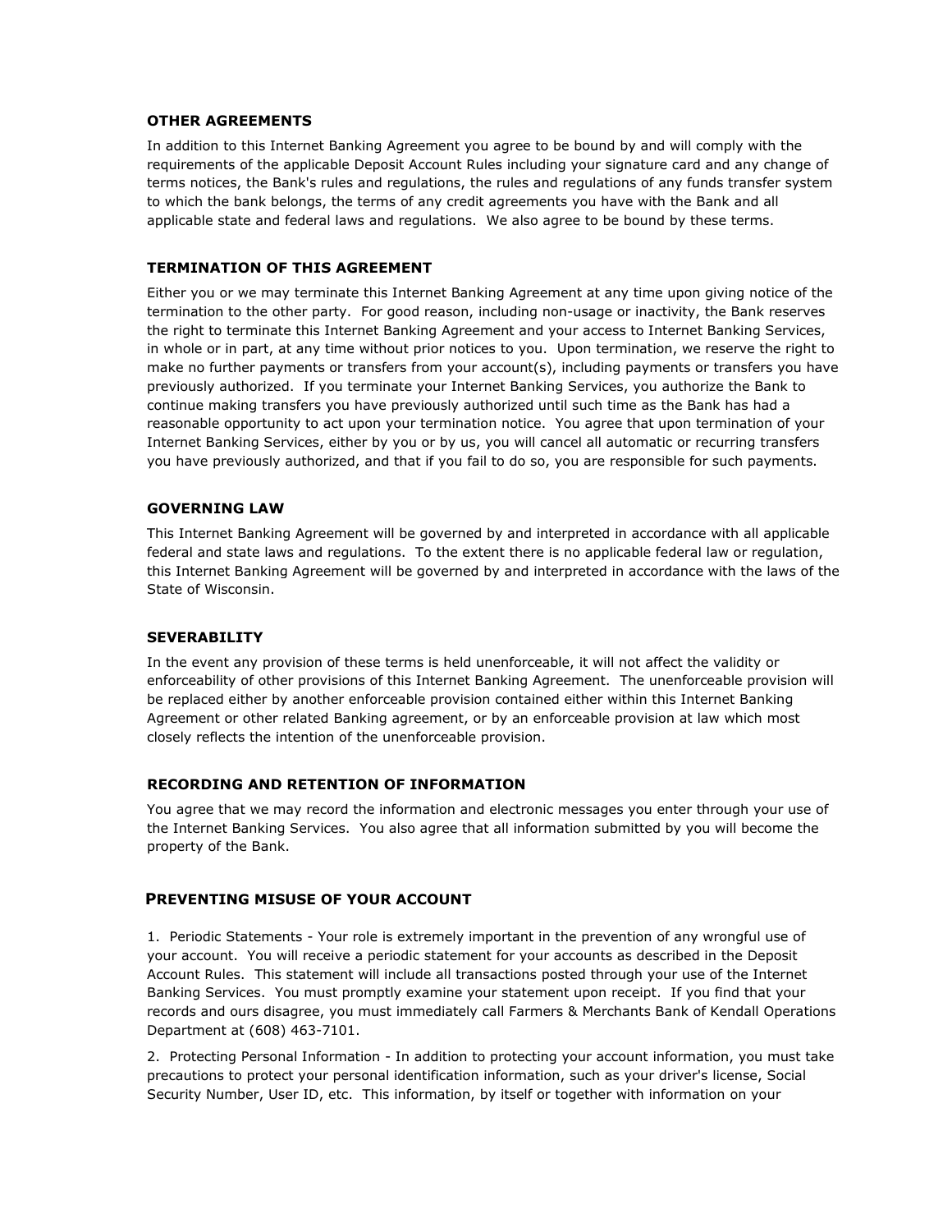## OTHER AGREEMENTS

In addition to this Internet Banking Agreement you agree to be bound by and will comply with the requirements of the applicable Deposit Account Rules including your signature card and any change of terms notices, the Bank's rules and regulations, the rules and regulations of any funds transfer system to which the bank belongs, the terms of any credit agreements you have with the Bank and all applicable state and federal laws and regulations. We also agree to be bound by these terms.

## TERMINATION OF THIS AGREEMENT

Either you or we may terminate this Internet Banking Agreement at any time upon giving notice of the termination to the other party. For good reason, including non-usage or inactivity, the Bank reserves the right to terminate this Internet Banking Agreement and your access to Internet Banking Services, in whole or in part, at any time without prior notices to you. Upon termination, we reserve the right to make no further payments or transfers from your account(s), including payments or transfers you have previously authorized. If you terminate your Internet Banking Services, you authorize the Bank to continue making transfers you have previously authorized until such time as the Bank has had a reasonable opportunity to act upon your termination notice. You agree that upon termination of your Internet Banking Services, either by you or by us, you will cancel all automatic or recurring transfers you have previously authorized, and that if you fail to do so, you are responsible for such payments.

## GOVERNING LAW

This Internet Banking Agreement will be governed by and interpreted in accordance with all applicable federal and state laws and regulations. To the extent there is no applicable federal law or regulation, this Internet Banking Agreement will be governed by and interpreted in accordance with the laws of the State of Wisconsin.

## SEVERABILITY

In the event any provision of these terms is held unenforceable, it will not affect the validity or enforceability of other provisions of this Internet Banking Agreement. The unenforceable provision will be replaced either by another enforceable provision contained either within this Internet Banking Agreement or other related Banking agreement, or by an enforceable provision at law which most closely reflects the intention of the unenforceable provision.

## RECORDING AND RETENTION OF INFORMATION

You agree that we may record the information and electronic messages you enter through your use of the Internet Banking Services. You also agree that all information submitted by you will become the property of the Bank.

## PREVENTING MISUSE OF YOUR ACCOUNT

1. Periodic Statements - Your role is extremely important in the prevention of any wrongful use of your account. You will receive a periodic statement for your accounts as described in the Deposit Account Rules. This statement will include all transactions posted through your use of the Internet Banking Services. You must promptly examine your statement upon receipt. If you find that your records and ours disagree, you must immediately call Farmers & Merchants Bank of Kendall Operations Department at (608) 463-7101.

2. Protecting Personal Information - In addition to protecting your account information, you must take precautions to protect your personal identification information, such as your driver's license, Social Security Number, User ID, etc. This information, by itself or together with information on your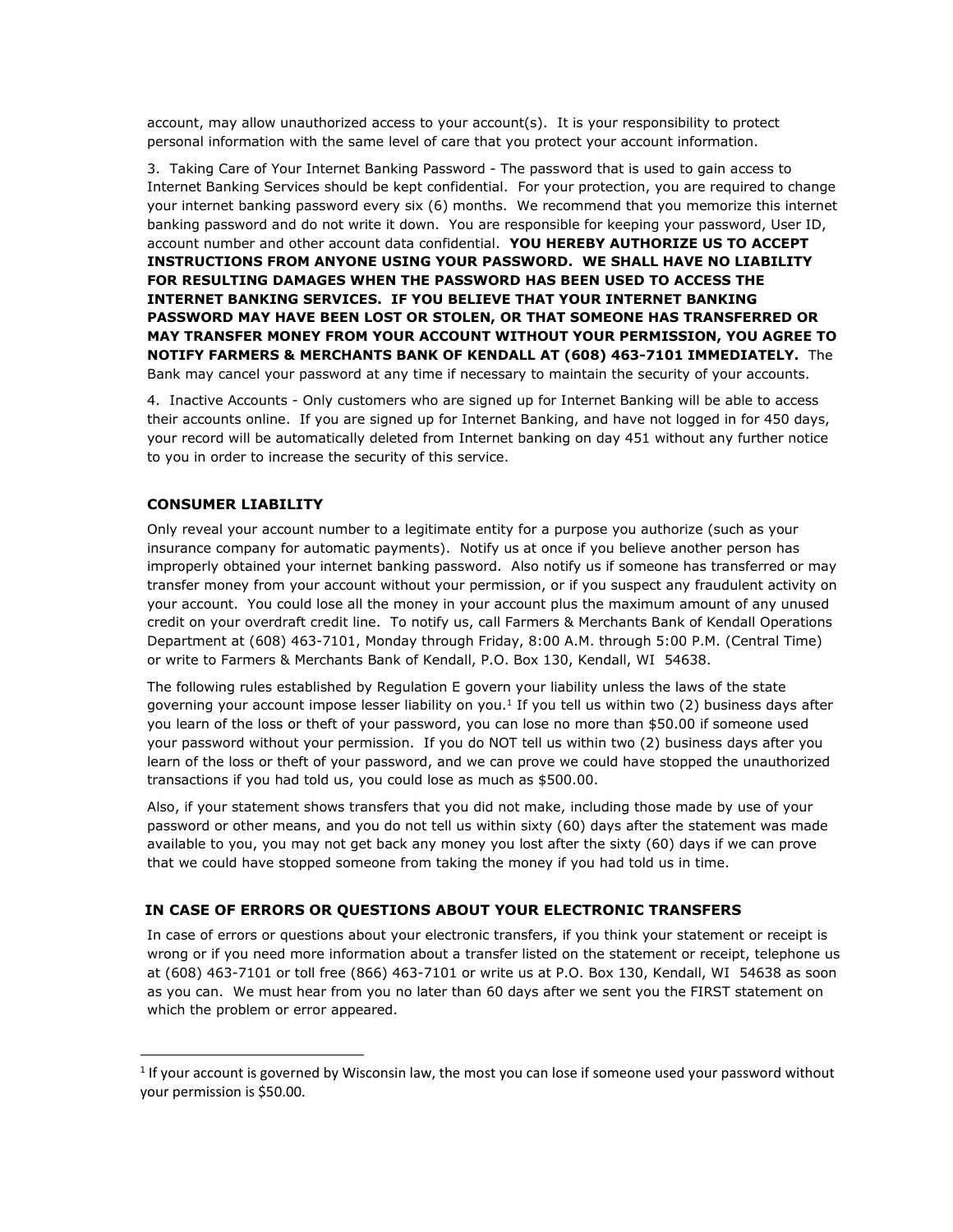account, may allow unauthorized access to your account(s). It is your responsibility to protect personal information with the same level of care that you protect your account information.

3. Taking Care of Your Internet Banking Password - The password that is used to gain access to Internet Banking Services should be kept confidential. For your protection, you are required to change your internet banking password every six (6) months. We recommend that you memorize this internet banking password and do not write it down. You are responsible for keeping your password, User ID, account number and other account data confidential. **YOU HEREBY AUTHORIZE US TO ACCEPT INSTRUCTIONS FROM ANYONE USING YOUR PASSWORD. WE SHALL HAVE NO LIABILITY FOR RESULTING DAMAGES WHEN THE PASSWORD HAS BEEN USED TO ACCESS THE INTERNET BANKING SERVICES. IF YOU BELIEVE THAT YOUR INTERNET BANKING PASSWORD MAY HAVE BEEN LOST OR STOLEN, OR THAT SOMEONE HAS TRANSFERRED OR MAY TRANSFER MONEY FROM YOUR ACCOUNT WITHOUT YOUR PERMISSION, YOU AGREE TO NOTIFY FARMERS & MERCHANTS BANK OF KENDALL AT (608) 463-7101 IMMEDIATELY.** The Bank may cancel your password at any time if necessary to maintain the security of your accounts.

4. Inactive Accounts - Only customers who are signed up for Internet Banking will be able to access their accounts online. If you are signed up for Internet Banking, and have not logged in for 450 days, your record will be automatically deleted from Internet banking on day 451 without any further notice to you in order to increase the security of this service.

### CONSUMER LIABILITY

Only reveal your account number to a legitimate entity for a purpose you authorize (such as your insurance company for automatic payments). Notify us at once if you believe another person has improperly obtained your internet banking password. Also notify us if someone has transferred or may transfer money from your account without your permission, or if you suspect any fraudulent activity on your account. You could lose all the money in your account plus the maximum amount of any unused credit on your overdraft credit line. To notify us, call Farmers & Merchants Bank of Kendall Operations Department at (608) 463-7101, Monday through Friday, 8:00 A.M. through 5:00 P.M. (Central Time) or write to Farmers & Merchants Bank of Kendall, P.O. Box 130, Kendall, WI 54638.

The following rules established by Regulation E govern your liability unless the laws of the state governing your account impose lesser liability on you.[1] If you tell us within two (2) business days after you learn of the loss or theft of your password, you can lose no more than $50.00 if someone used your password without your permission. If you do NOT tell us within two (2) business days after you learn of the loss or theft of your password, and we can prove we could have stopped the unauthorized transactions if you had told us, you could lose as much as $500.00.

Also, if your statement shows transfers that you did not make, including those made by use of your password or other means, and you do not tell us within sixty (60) days after the statement was made available to you, you may not get back any money you lost after the sixty (60) days if we can prove that we could have stopped someone from taking the money if you had told us in time.

### IN CASE OF ERRORS OR QUESTIONS ABOUT YOUR ELECTRONIC TRANSFERS

In case of errors or questions about your electronic transfers, if you think your statement or receipt is wrong or if you need more information about a transfer listed on the statement or receipt, telephone us at (608) 463-7101 or toll free (866) 463-7101 or write us at P.O. Box 130, Kendall, WI 54638 as soon as you can. We must hear from you no later than 60 days after we sent you the FIRST statement on which the problem or error appeared.

---

[1] If your account is governed by Wisconsin law, the most you can lose if someone used your password without your permission is $50.00.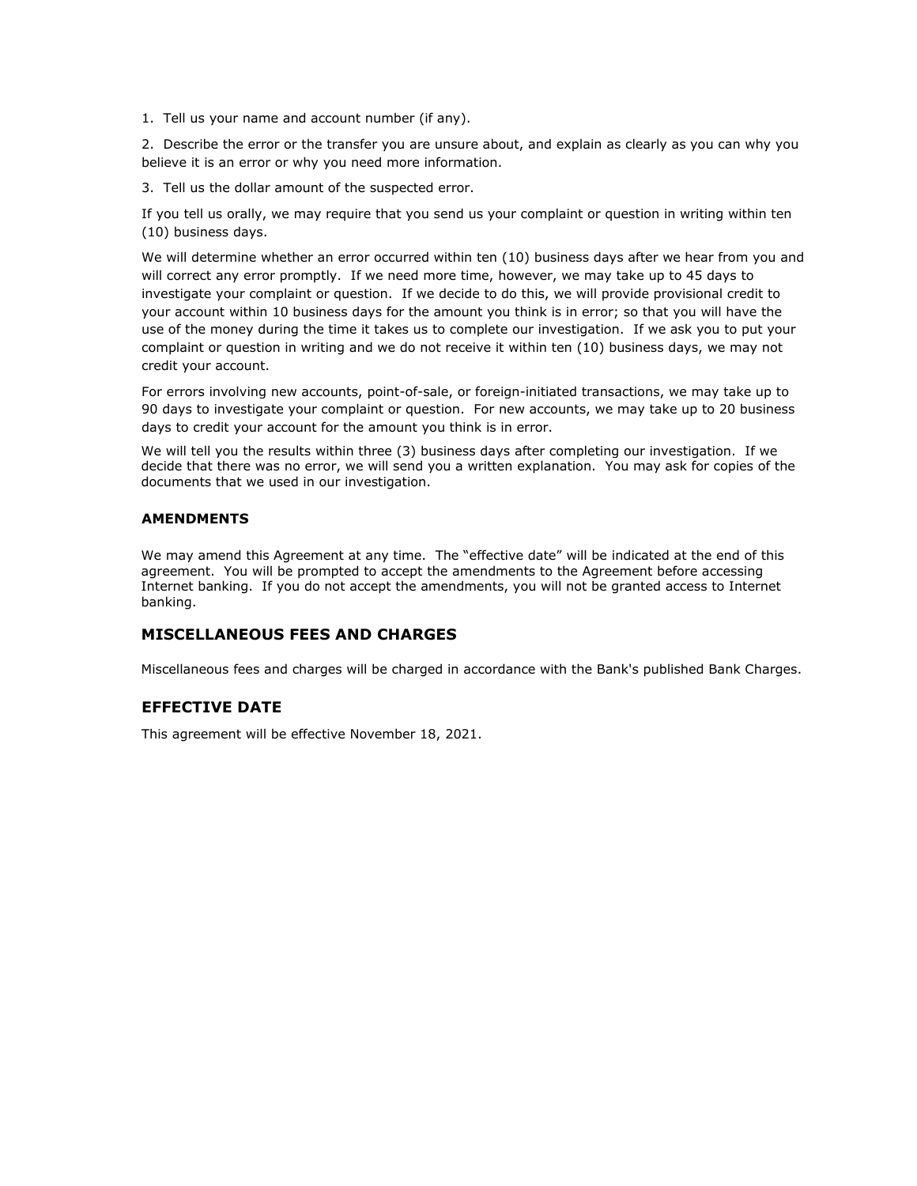1. Tell us your name and account number (if any).

2. Describe the error or the transfer you are unsure about, and explain as clearly as you can why you believe it is an error or why you need more information.

3. Tell us the dollar amount of the suspected error.

If you tell us orally, we may require that you send us your complaint or question in writing within ten (10) business days.

We will determine whether an error occurred within ten (10) business days after we hear from you and will correct any error promptly. If we need more time, however, we may take up to 45 days to investigate your complaint or question. If we decide to do this, we will provide provisional credit to your account within 10 business days for the amount you think is in error; so that you will have the use of the money during the time it takes us to complete our investigation. If we ask you to put your complaint or question in writing and we do not receive it within ten (10) business days, we may not credit your account.

For errors involving new accounts, point-of-sale, or foreign-initiated transactions, we may take up to 90 days to investigate your complaint or question. For new accounts, we may take up to 20 business days to credit your account for the amount you think is in error.

We will tell you the results within three (3) business days after completing our investigation. If we decide that there was no error, we will send you a written explanation. You may ask for copies of the documents that we used in our investigation.

#### AMENDMENTS

We may amend this Agreement at any time. The "effective date" will be indicated at the end of this agreement. You will be prompted to accept the amendments to the Agreement before accessing Internet banking. If you do not accept the amendments, you will not be granted access to Internet banking.

### MISCELLANEOUS FEES AND CHARGES

Miscellaneous fees and charges will be charged in accordance with the Bank's published Bank Charges.

### EFFECTIVE DATE

This agreement will be effective November 18, 2021.